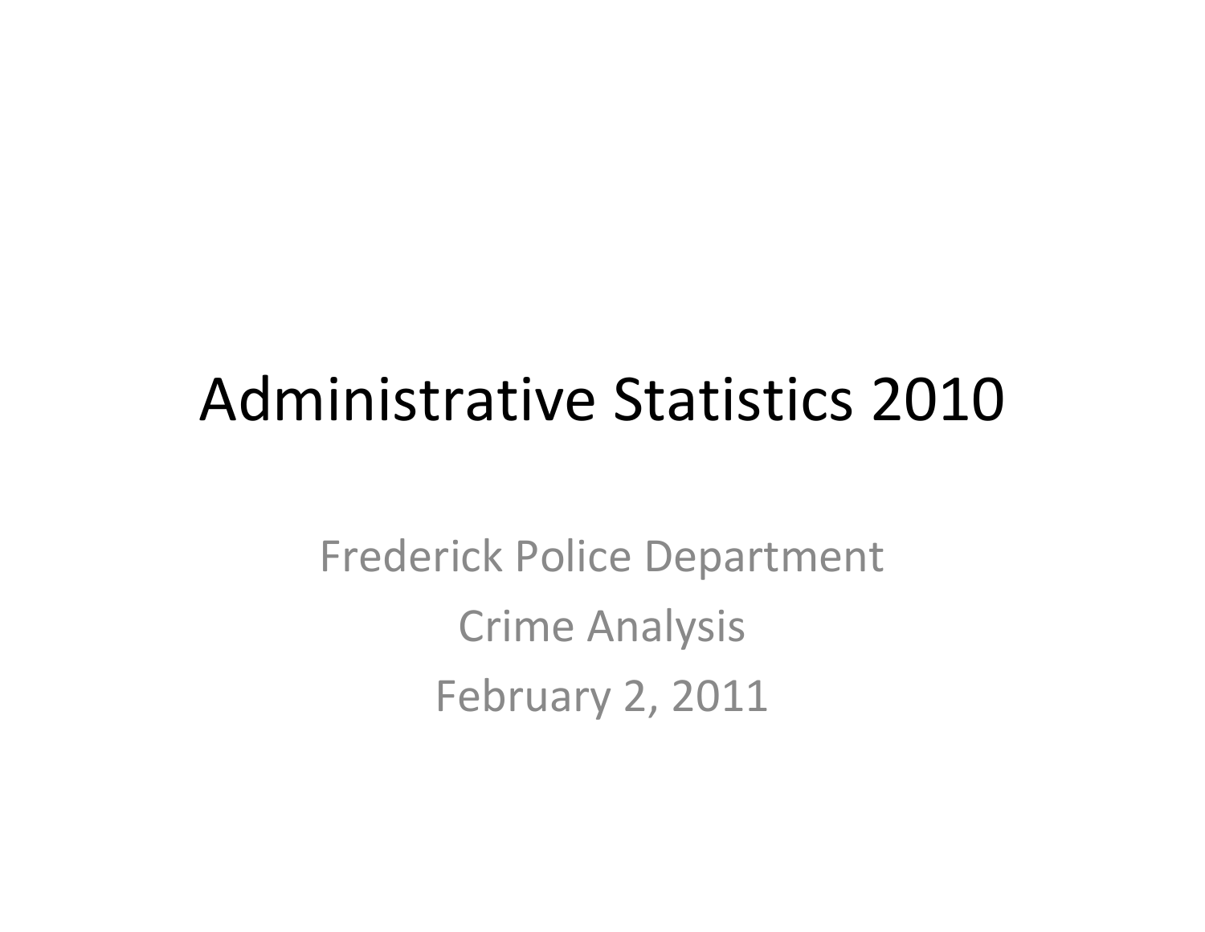# Administrative Statistics 2010

Frederick Police Department

Crime Analysis

February 2, 2011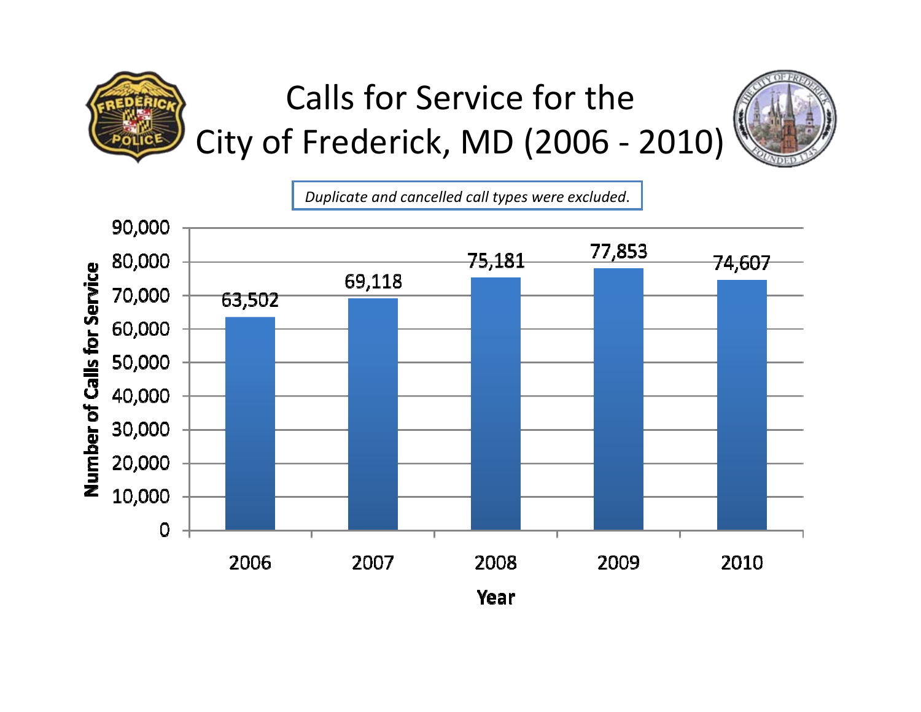# Calls for Service for the City of Frederick, MD (2006 - 2010)

*Duplicate and cancelled call types were excluded.*

| Year | Number of Calls for Service |
|---|---|
| 2006 | 63,502 |
| 2007 | 69,118 |
| 2008 | 75,181 |
| 2009 | 77,853 |
| 2010 | 74,607 |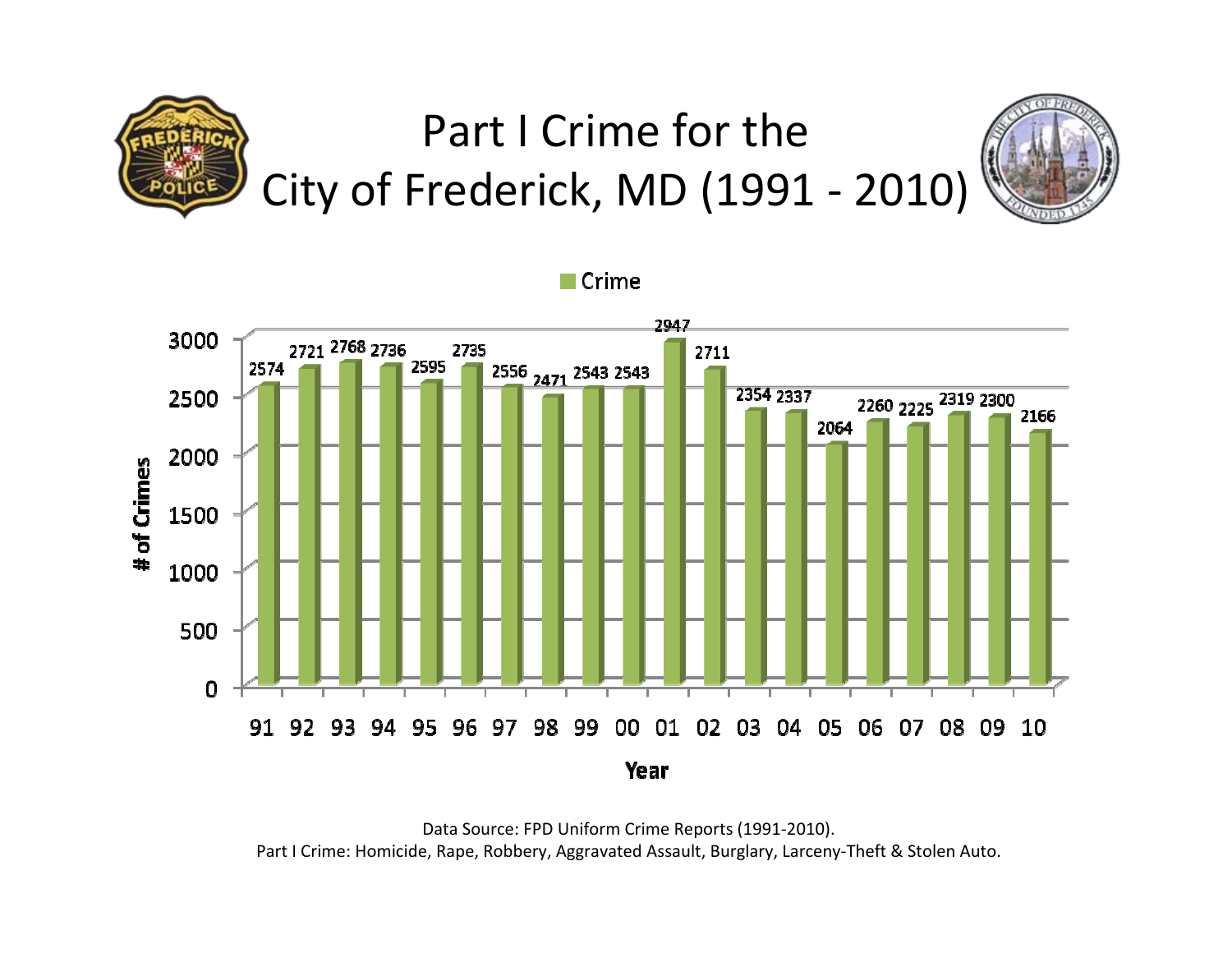# Part I Crime for the City of Frederick, MD (1991 - 2010)

| Year | Crime |
|---|---|
| 91 | 2574 |
| 92 | 2721 |
| 93 | 2768 |
| 94 | 2736 |
| 95 | 2595 |
| 96 | 2735 |
| 97 | 2556 |
| 98 | 2471 |
| 99 | 2543 |
| 00 | 2543 |
| 01 | 2947 |
| 02 | 2711 |
| 03 | 2354 |
| 04 | 2337 |
| 05 | 2064 |
| 06 | 2260 |
| 07 | 2225 |
| 08 | 2319 |
| 09 | 2300 |
| 10 | 2166 |

Data Source: FPD Uniform Crime Reports (1991-2010).
Part I Crime: Homicide, Rape, Robbery, Aggravated Assault, Burglary, Larceny-Theft & Stolen Auto.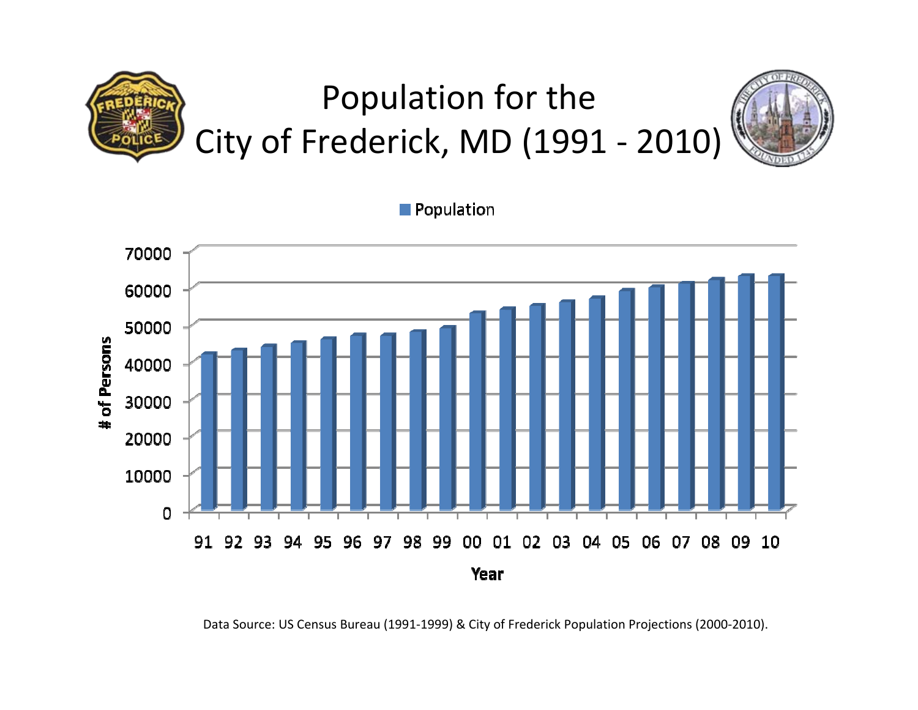# Population for the City of Frederick, MD (1991 - 2010)

Data Source: US Census Bureau (1991-1999) & City of Frederick Population Projections (2000-2010).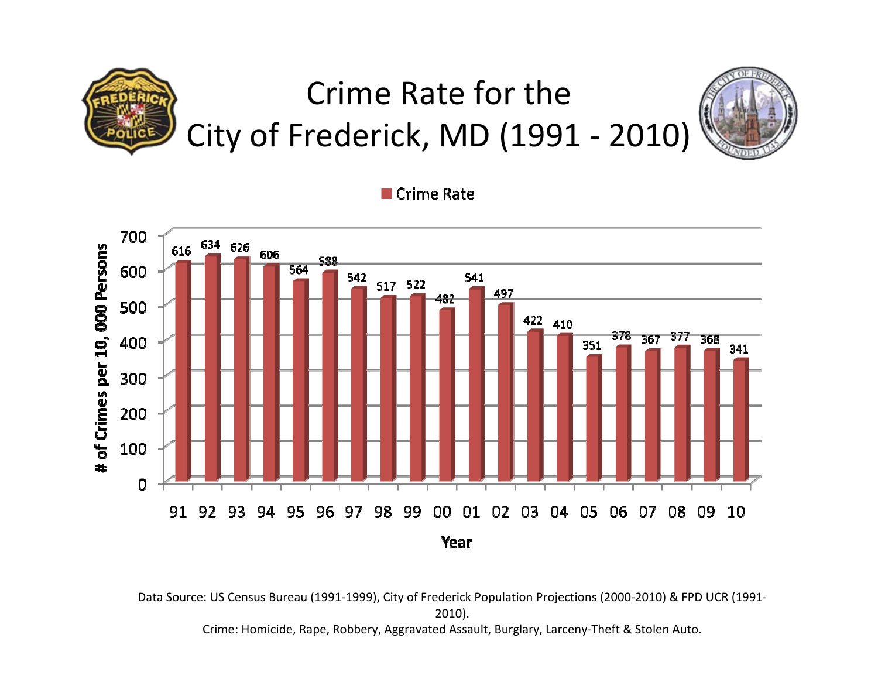# Crime Rate for the City of Frederick, MD (1991 - 2010)

■ Crime Rate

| Year | # of Crimes per 10, 000 Persons |
|---|---|
| 91 | 616 |
| 92 | 634 |
| 93 | 626 |
| 94 | 606 |
| 95 | 564 |
| 96 | 588 |
| 97 | 542 |
| 98 | 517 |
| 99 | 522 |
| 00 | 482 |
| 01 | 541 |
| 02 | 497 |
| 03 | 422 |
| 04 | 410 |
| 05 | 351 |
| 06 | 378 |
| 07 | 367 |
| 08 | 377 |
| 09 | 368 |
| 10 | 341 |

Data Source: US Census Bureau (1991-1999), City of Frederick Population Projections (2000-2010) & FPD UCR (1991-2010).

Crime: Homicide, Rape, Robbery, Aggravated Assault, Burglary, Larceny-Theft & Stolen Auto.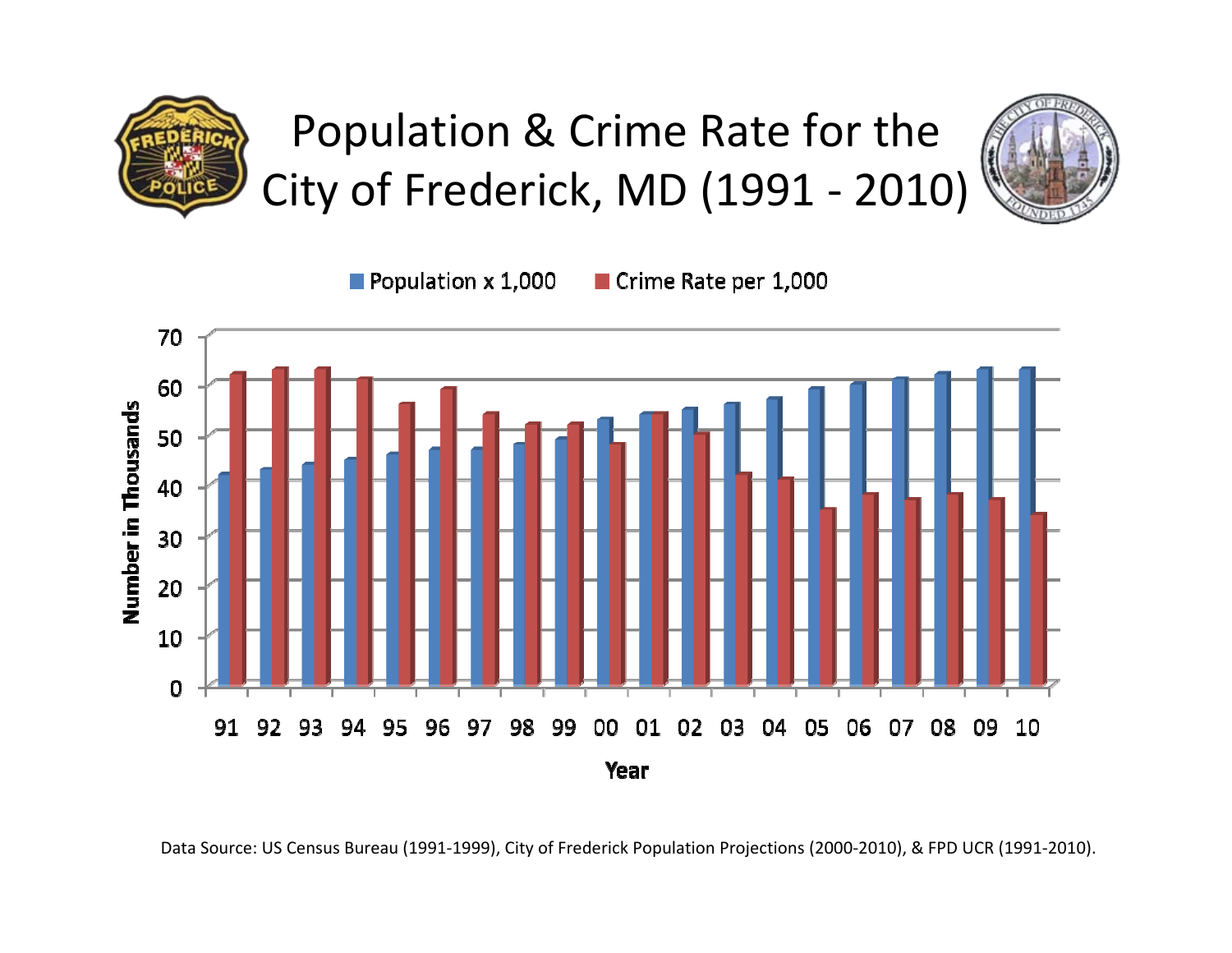# Population & Crime Rate for the City of Frederick, MD (1991 - 2010)

Data Source: US Census Bureau (1991-1999), City of Frederick Population Projections (2000-2010), & FPD UCR (1991-2010).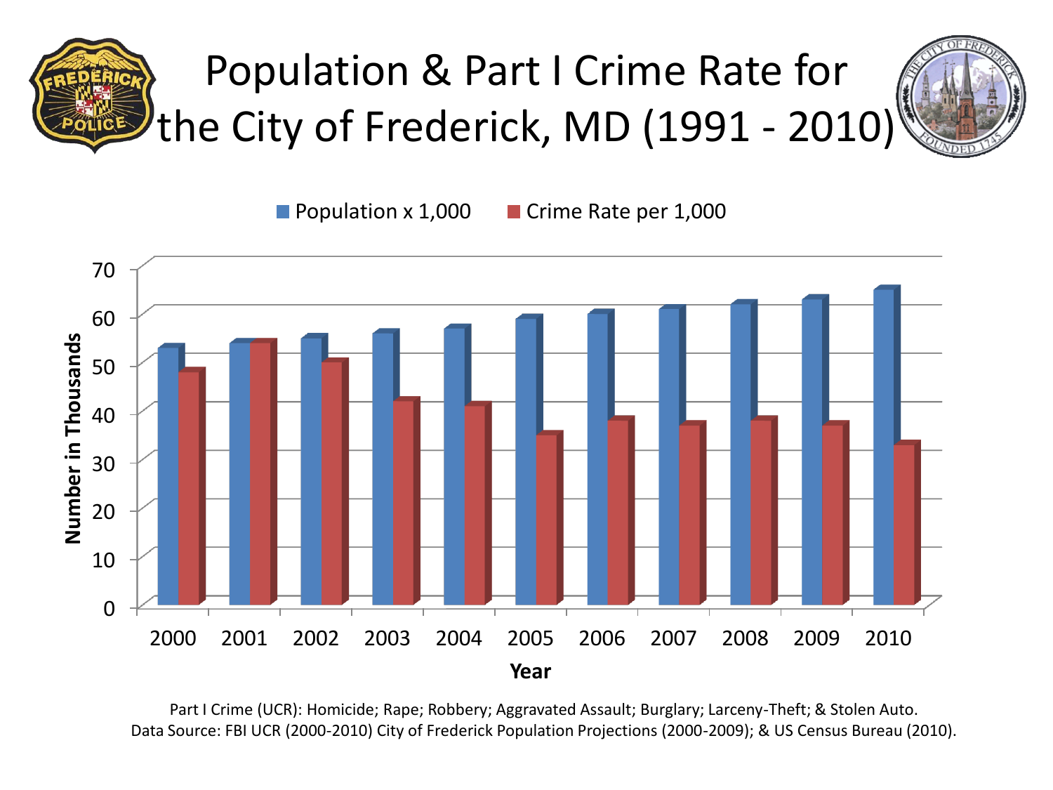# Population & Part I Crime Rate for the City of Frederick, MD (1991 - 2010)

Population x 1,000 | Crime Rate per 1,000

Number in Thousands

| Year | Population x 1,000 | Crime Rate per 1,000 |
|---|---|---|
| 2000 | 53 | 48 |
| 2001 | 54 | 54 |
| 2002 | 55 | 50 |
| 2003 | 56 | 42 |
| 2004 | 57 | 41 |
| 2005 | 59 | 35 |
| 2006 | 60 | 38 |
| 2007 | 61 | 37 |
| 2008 | 62 | 38 |
| 2009 | 63 | 37 |
| 2010 | 65 | 33 |

Year

Part I Crime (UCR): Homicide; Rape; Robbery; Aggravated Assault; Burglary; Larceny-Theft; & Stolen Auto.
Data Source: FBI UCR (2000-2010) City of Frederick Population Projections (2000-2009); & US Census Bureau (2010).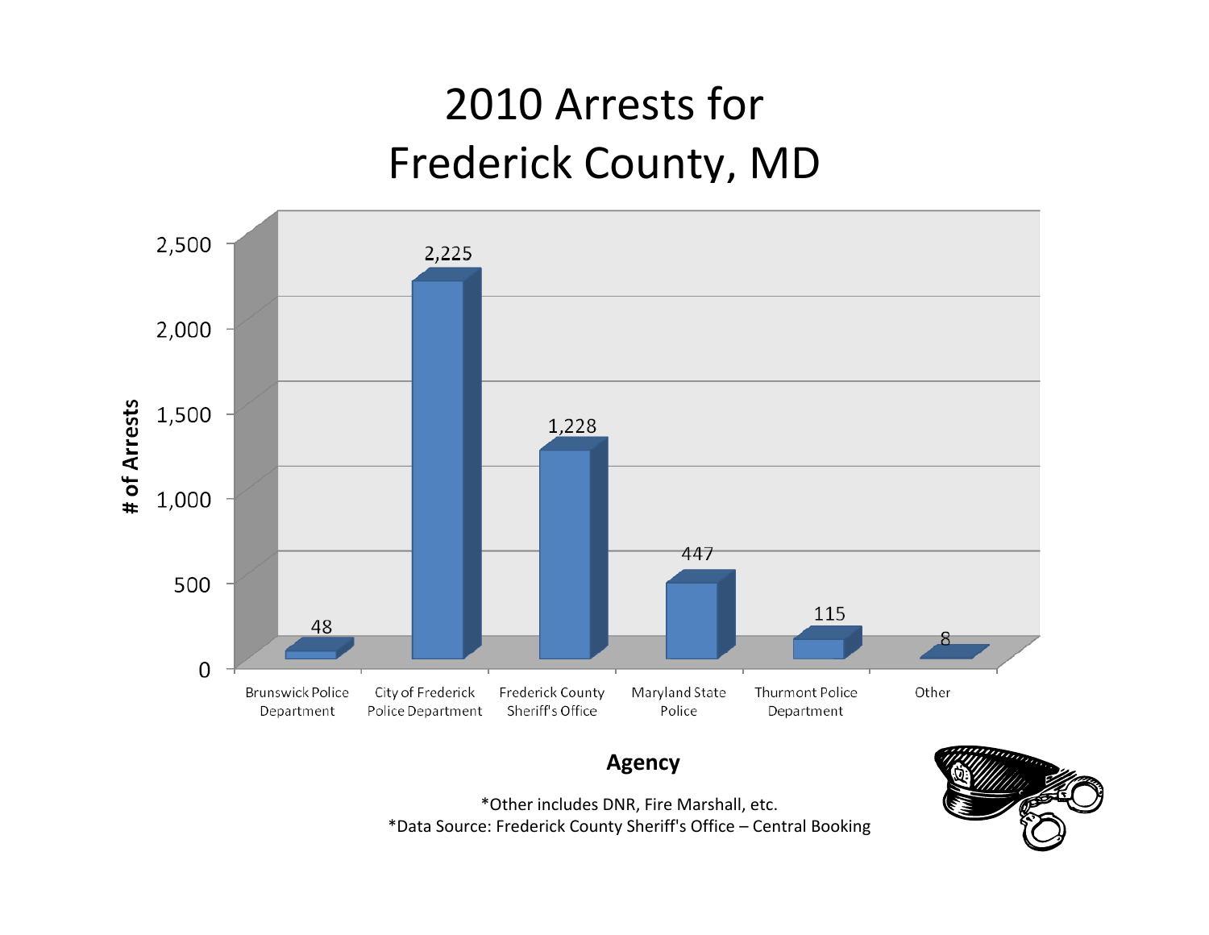# 2010 Arrests for Frederick County, MD

# of Arrests

2,500
2,000
1,500
1,000
500
0

2,225
1,228
447
115
48
8

Brunswick Police Department
City of Frederick Police Department
Frederick County Sheriff's Office
Maryland State Police
Thurmont Police Department
Other

**Agency**

*Other includes DNR, Fire Marshall, etc.
*Data Source: Frederick County Sheriff's Office – Central Booking